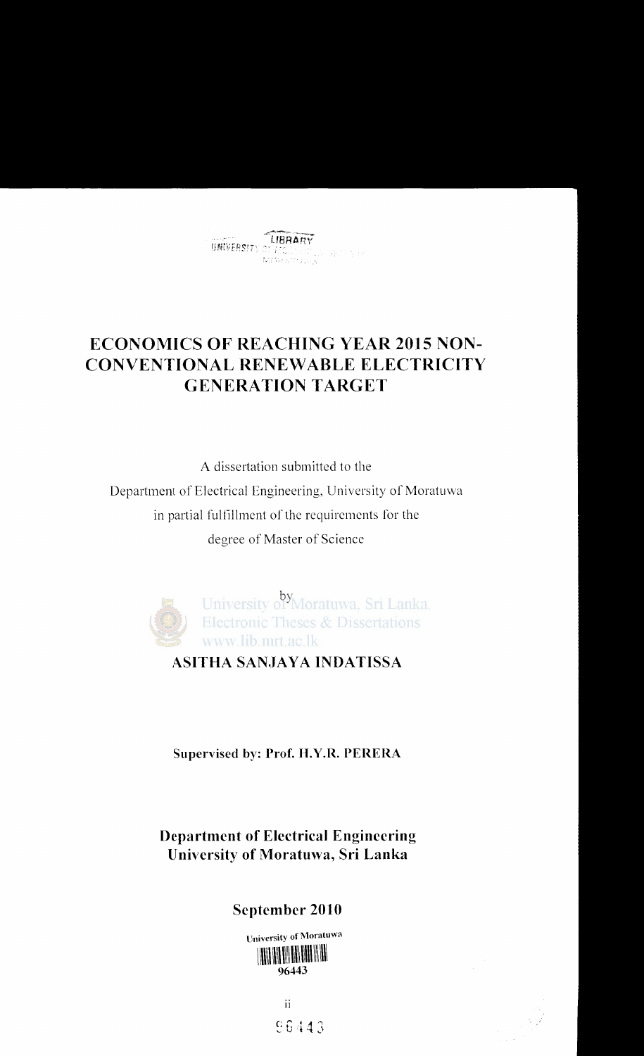# ECONOMICS OF REACHING YEAR 2015 NON-CONVENTIONAL RENEWABLE ELECTRICITY GENERATION TARGET

A dissertation submitted to the

Department of Electrical Engineering, University of Moratuwa

in partial fulfillment of the requirements for the

degree of Master of Science

by

**ASITHA SANJAYA INDATISSA**

**Supervised by: Prof. H.Y.R. PERERA**

**Department of Electrical Engineering**
**University of Moratuwa, Sri Lanka**

**September 2010**

96443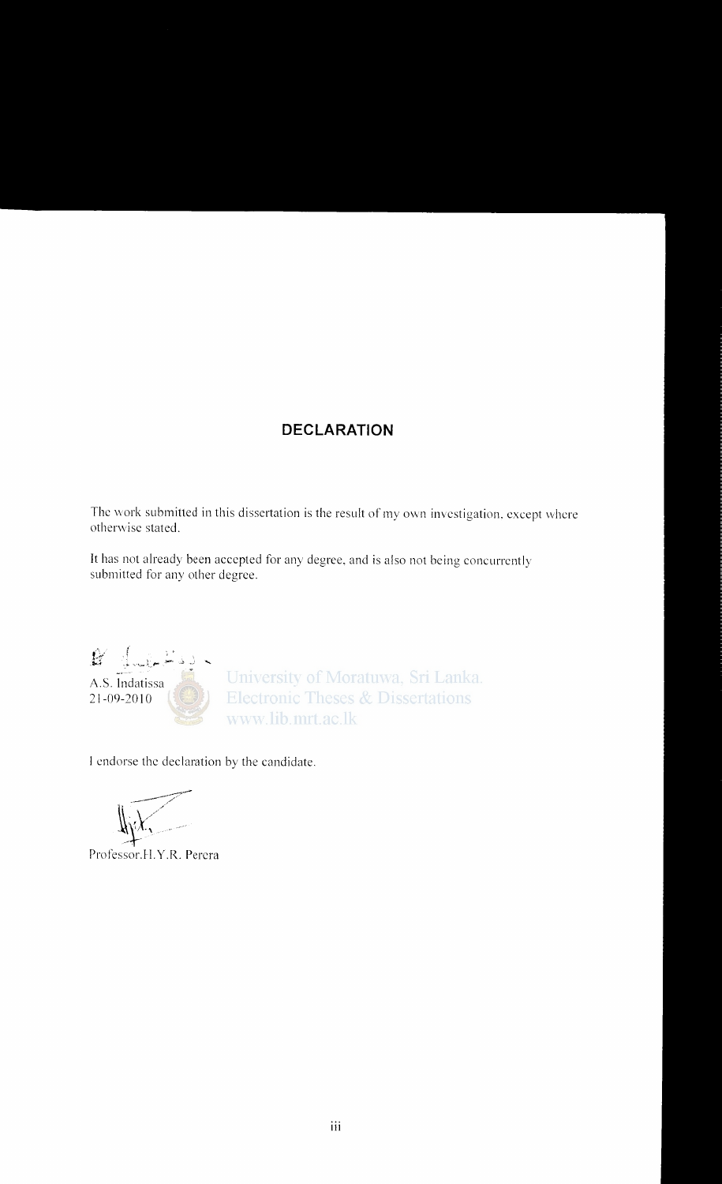## DECLARATION

The work submitted in this dissertation is the result of my own investigation, except where otherwise stated.

It has not already been accepted for any degree, and is also not being concurrently submitted for any other degree.

A.S. Indatissa
21-09-2010

University of Moratuwa, Sri Lanka.
Electronic Theses & Dissertations
www.lib.mrt.ac.lk

I endorse the declaration by the candidate.

Professor.H.Y.R. Perera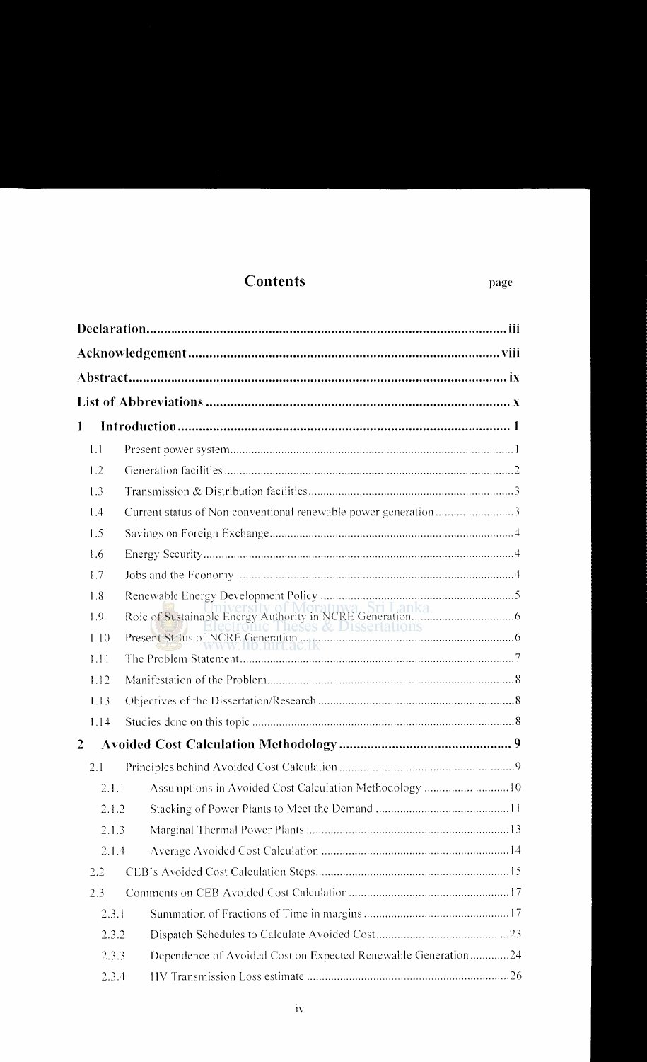# Contents

page

| | | |
|---|---|---|
| **Declaration** | | **iii** |
| **Acknowledgement** | | **viii** |
| **Abstract** | | **ix** |
| **List of Abbreviations** | | **x** |
| **1** | **Introduction** | **1** |
| 1.1 | Present power system | 1 |
| 1.2 | Generation facilities | 2 |
| 1.3 | Transmission & Distribution facilities | 3 |
| 1.4 | Current status of Non conventional renewable power generation | 3 |
| 1.5 | Savings on Foreign Exchange | 4 |
| 1.6 | Energy Security | 4 |
| 1.7 | Jobs and the Economy | 4 |
| 1.8 | Renewable Energy Development Policy | 5 |
| 1.9 | Role of Sustainable Energy Authority in NCRE Generation | 6 |
| 1.10 | Present Status of NCRE Generation | 6 |
| 1.11 | The Problem Statement | 7 |
| 1.12 | Manifestation of the Problem | 8 |
| 1.13 | Objectives of the Dissertation/Research | 8 |
| 1.14 | Studies done on this topic | 8 |
| **2** | **Avoided Cost Calculation Methodology** | **9** |
| 2.1 | Principles behind Avoided Cost Calculation | 9 |
| 2.1.1 | Assumptions in Avoided Cost Calculation Methodology | 10 |
| 2.1.2 | Stacking of Power Plants to Meet the Demand | 11 |
| 2.1.3 | Marginal Thermal Power Plants | 13 |
| 2.1.4 | Average Avoided Cost Calculation | 14 |
| 2.2 | CEB's Avoided Cost Calculation Steps | 15 |
| 2.3 | Comments on CEB Avoided Cost Calculation | 17 |
| 2.3.1 | Summation of Fractions of Time in margins | 17 |
| 2.3.2 | Dispatch Schedules to Calculate Avoided Cost | 23 |
| 2.3.3 | Dependence of Avoided Cost on Expected Renewable Generation | 24 |
| 2.3.4 | HV Transmission Loss estimate | 26 |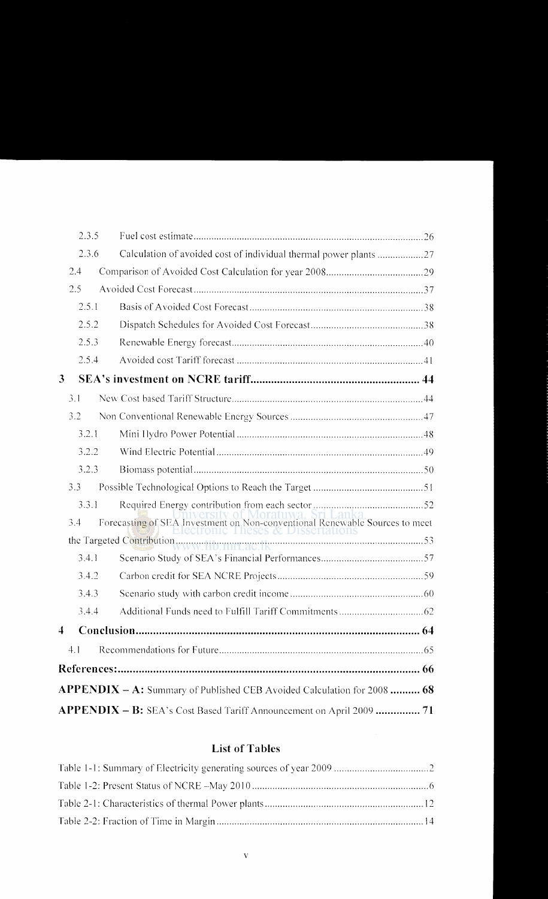2.3.5 Fuel cost estimate ..... 26

2.3.6 Calculation of avoided cost of individual thermal power plants ..... 27

2.4 Comparison of Avoided Cost Calculation for year 2008 ..... 29

2.5 Avoided Cost Forecast ..... 37

2.5.1 Basis of Avoided Cost Forecast ..... 38

2.5.2 Dispatch Schedules for Avoided Cost Forecast ..... 38

2.5.3 Renewable Energy forecast ..... 40

2.5.4 Avoided cost Tariff forecast ..... 41

**3 SEA's investment on NCRE tariff ..... 44**

3.1 New Cost based Tariff Structure ..... 44

3.2 Non Conventional Renewable Energy Sources ..... 47

3.2.1 Mini Hydro Power Potential ..... 48

3.2.2 Wind Electric Potential ..... 49

3.2.3 Biomass potential ..... 50

3.3 Possible Technological Options to Reach the Target ..... 51

3.3.1 Required Energy contribution from each sector ..... 52

3.4 Forecasting of SEA Investment on Non-conventional Renewable Sources to meet the Targeted Contribution ..... 53

3.4.1 Scenario Study of SEA's Financial Performances ..... 57

3.4.2 Carbon credit for SEA NCRE Projects ..... 59

3.4.3 Scenario study with carbon credit income ..... 60

3.4.4 Additional Funds need to Fulfill Tariff Commitments ..... 62

**4 Conclusion ..... 64**

4.1 Recommendations for Future ..... 65

**References: ..... 66**

**APPENDIX – A:** Summary of Published CEB Avoided Calculation for 2008 ..... **68**

**APPENDIX – B:** SEA's Cost Based Tariff Announcement on April 2009 ..... **71**

## List of Tables

Table 1-1: Summary of Electricity generating sources of year 2009 ..... 2

Table 1-2: Present Status of NCRE –May 2010 ..... 6

Table 2-1: Characteristics of thermal Power plants ..... 12

Table 2-2: Fraction of Time in Margin ..... 14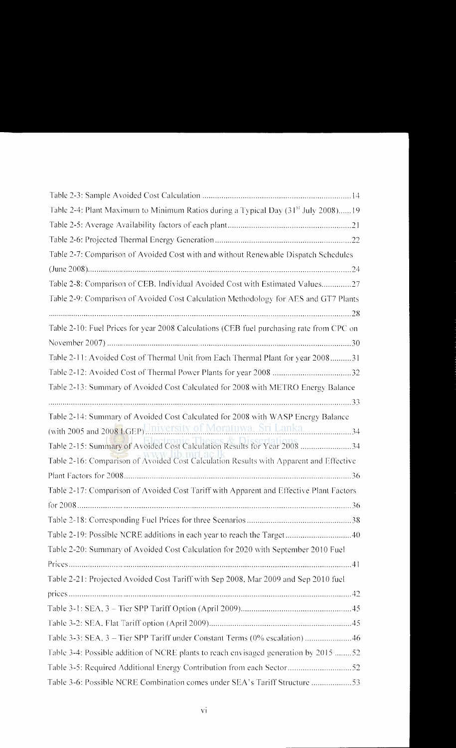Table 2-3: Sample Avoided Cost Calculation ......................................................................14

Table 2-4: Plant Maximum to Minimum Ratios during a Typical Day (31$^{st}$ July 2008)......19

Table 2-5: Average Availability factors of each plant..........................................................21

Table 2-6: Projected Thermal Energy Generation ................................................................22

Table 2-7: Comparison of Avoided Cost with and without Renewable Dispatch Schedules (June 2008)...........................................................................................................................24

Table 2-8: Comparison of CEB, Individual Avoided Cost with Estimated Values..............27

Table 2-9: Comparison of Avoided Cost Calculation Methodology for AES and GT7 Plants ..............................................................................................................................................28

Table 2-10: Fuel Prices for year 2008 Calculations (CEB fuel purchasing rate from CPC on November 2007) ...................................................................................................................30

Table 2-11: Avoided Cost of Thermal Unit from Each Thermal Plant for year 2008..........31

Table 2-12: Avoided Cost of Thermal Power Plants for year 2008 .....................................32

Table 2-13: Summary of Avoided Cost Calculated for 2008 with METRO Energy Balance ..............................................................................................................................................33

Table 2-14: Summary of Avoided Cost Calculated for 2008 with WASP Energy Balance (with 2005 and 2008 LGEP)................................................................................................34

Table 2-15: Summary of Avoided Cost Calculation Results for Year 2008 .........................34

Table 2-16: Comparison of Avoided Cost Calculation Results with Apparent and Effective Plant Factors for 2008...........................................................................................................36

Table 2-17: Comparison of Avoided Cost Tariff with Apparent and Effective Plant Factors for 2008.................................................................................................................................36

Table 2-18: Corresponding Fuel Prices for three Scenarios .................................................38

Table 2-19: Possible NCRE additions in each year to reach the Target...............................40

Table 2-20: Summary of Avoided Cost Calculation for 2020 with September 2010 Fuel Prices....................................................................................................................................41

Table 2-21: Projected Avoided Cost Tariff with Sep 2008, Mar 2009 and Sep 2010 fuel prices ...................................................................................................................................42

Table 3-1: SEA, 3 – Tier SPP Tariff Option (April 2009)....................................................45

Table 3-2: SEA, Flat Tariff option (April 2009)...................................................................45

Table 3-3: SEA, 3 – Tier SPP Tariff under Constant Terms (0% escalation) ......................46

Table 3-4: Possible addition of NCRE plants to reach envisaged generation by 2015 ........52

Table 3-5: Required Additional Energy Contribution from each Sector..............................52

Table 3-6: Possible NCRE Combination comes under SEA's Tariff Structure ....................53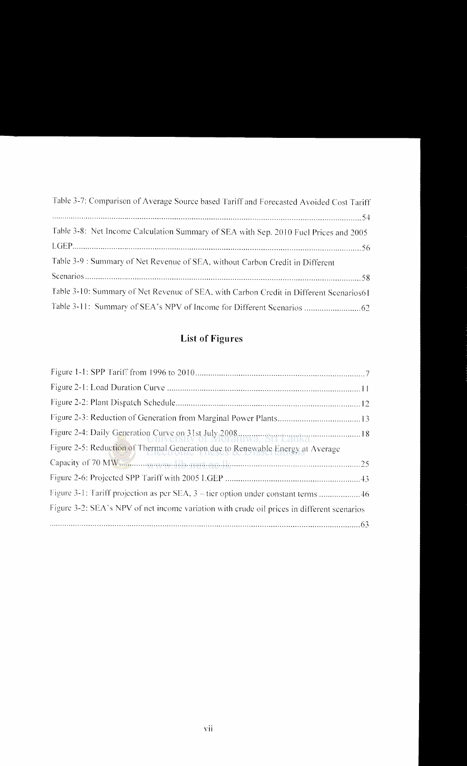Table 3-7: Comparison of Average Source based Tariff and Forecasted Avoided Cost Tariff ....................................................................................................................................54

Table 3-8: Net Income Calculation Summary of SEA with Sep. 2010 Fuel Prices and 2005 LGEP....................................................................................................................................56

Table 3-9 : Summary of Net Revenue of SEA, without Carbon Credit in Different Scenarios....................................................................................................................................58

Table 3-10: Summary of Net Revenue of SEA, with Carbon Credit in Different Scenarios61

Table 3-11: Summary of SEA's NPV of Income for Different Scenarios ..........................62

## List of Figures

Figure 1-1: SPP Tariff from 1996 to 2010.............................................................................7

Figure 2-1: Load Duration Curve ........................................................................................11

Figure 2-2: Plant Dispatch Schedule....................................................................................12

Figure 2-3: Reduction of Generation from Marginal Power Plants......................................13

Figure 2-4: Daily Generation Curve on 31st July 2008........................................................18

Figure 2-5: Reduction of Thermal Generation due to Renewable Energy at Average Capacity of 70 MW...............................................................................................................25

Figure 2-6: Projected SPP Tariff with 2005 LGEP ..............................................................43

Figure 3-1: Tariff projection as per SEA, 3 – tier option under constant terms ...................46

Figure 3-2: SEA's NPV of net income variation with crude oil prices in different scenarios ....................................................................................................................................63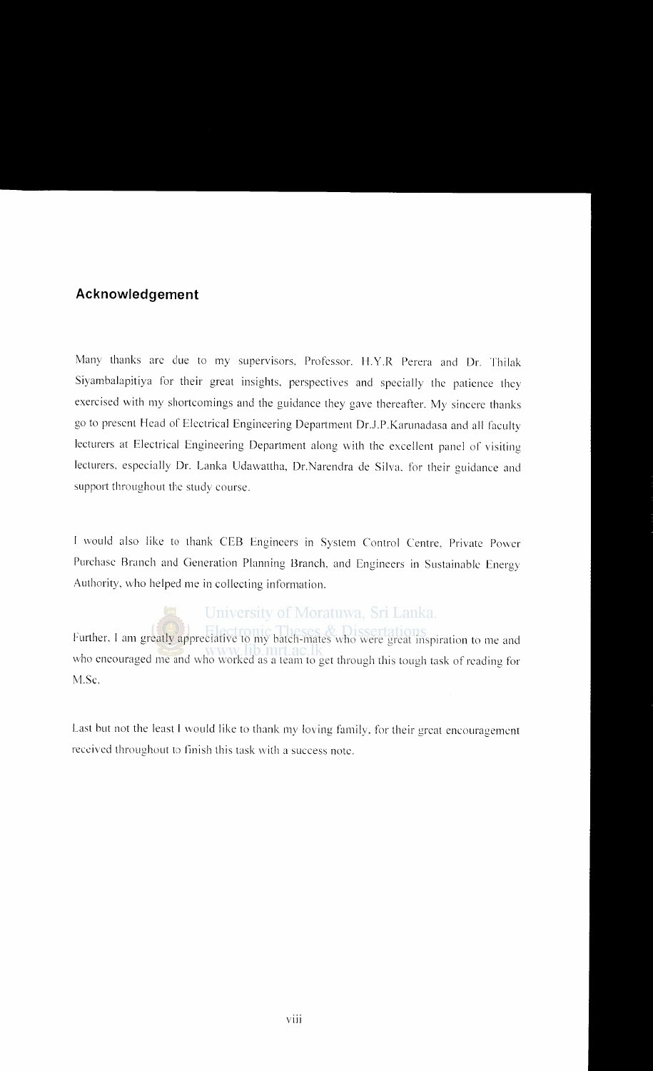## Acknowledgement

Many thanks are due to my supervisors, Professor. H.Y.R Perera and Dr. Thilak Siyambalapitiya for their great insights, perspectives and specially the patience they exercised with my shortcomings and the guidance they gave thereafter. My sincere thanks go to present Head of Electrical Engineering Department Dr.J.P.Karunadasa and all faculty lecturers at Electrical Engineering Department along with the excellent panel of visiting lecturers, especially Dr. Lanka Udawattha, Dr.Narendra de Silva, for their guidance and support throughout the study course.

I would also like to thank CEB Engineers in System Control Centre, Private Power Purchase Branch and Generation Planning Branch, and Engineers in Sustainable Energy Authority, who helped me in collecting information.

Further, I am greatly appreciative to my batch-mates who were great inspiration to me and who encouraged me and who worked as a team to get through this tough task of reading for M.Sc.

Last but not the least I would like to thank my loving family, for their great encouragement received throughout to finish this task with a success note.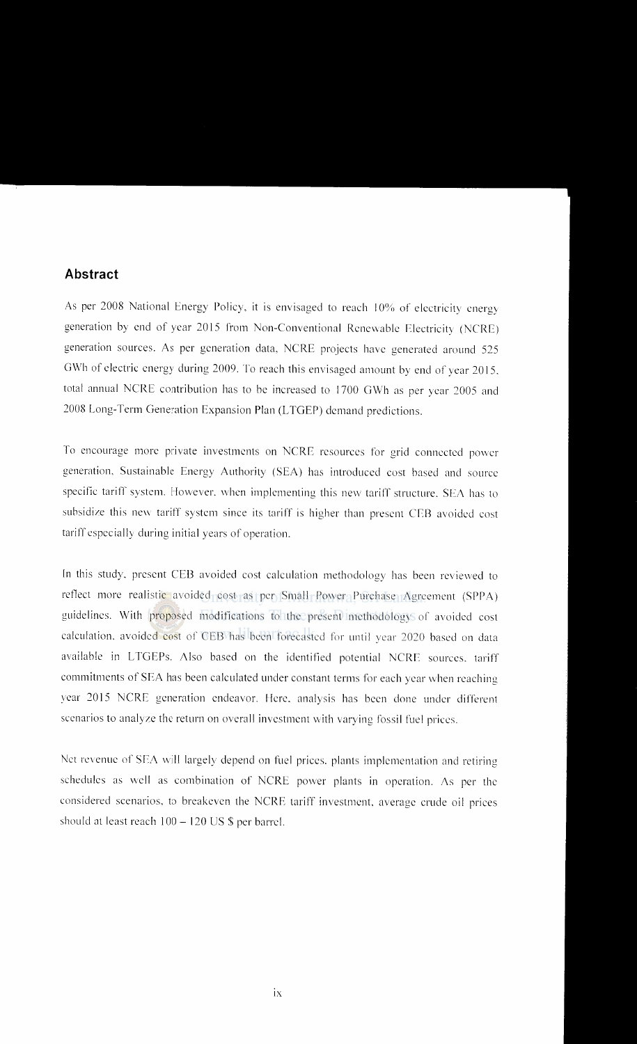## Abstract

As per 2008 National Energy Policy, it is envisaged to reach 10% of electricity energy generation by end of year 2015 from Non-Conventional Renewable Electricity (NCRE) generation sources. As per generation data, NCRE projects have generated around 525 GWh of electric energy during 2009. To reach this envisaged amount by end of year 2015, total annual NCRE contribution has to be increased to 1700 GWh as per year 2005 and 2008 Long-Term Generation Expansion Plan (LTGEP) demand predictions.

To encourage more private investments on NCRE resources for grid connected power generation, Sustainable Energy Authority (SEA) has introduced cost based and source specific tariff system. However, when implementing this new tariff structure, SEA has to subsidize this new tariff system since its tariff is higher than present CEB avoided cost tariff especially during initial years of operation.

In this study, present CEB avoided cost calculation methodology has been reviewed to reflect more realistic avoided cost as per Small Power Purchase Agreement (SPPA) guidelines. With proposed modifications to the present methodology of avoided cost calculation, avoided cost of CEB has been forecasted for until year 2020 based on data available in LTGEPs. Also based on the identified potential NCRE sources, tariff commitments of SEA has been calculated under constant terms for each year when reaching year 2015 NCRE generation endeavor. Here, analysis has been done under different scenarios to analyze the return on overall investment with varying fossil fuel prices.

Net revenue of SEA will largely depend on fuel prices, plants implementation and retiring schedules as well as combination of NCRE power plants in operation. As per the considered scenarios, to breakeven the NCRE tariff investment, average crude oil prices should at least reach 100 – 120 US $ per barrel.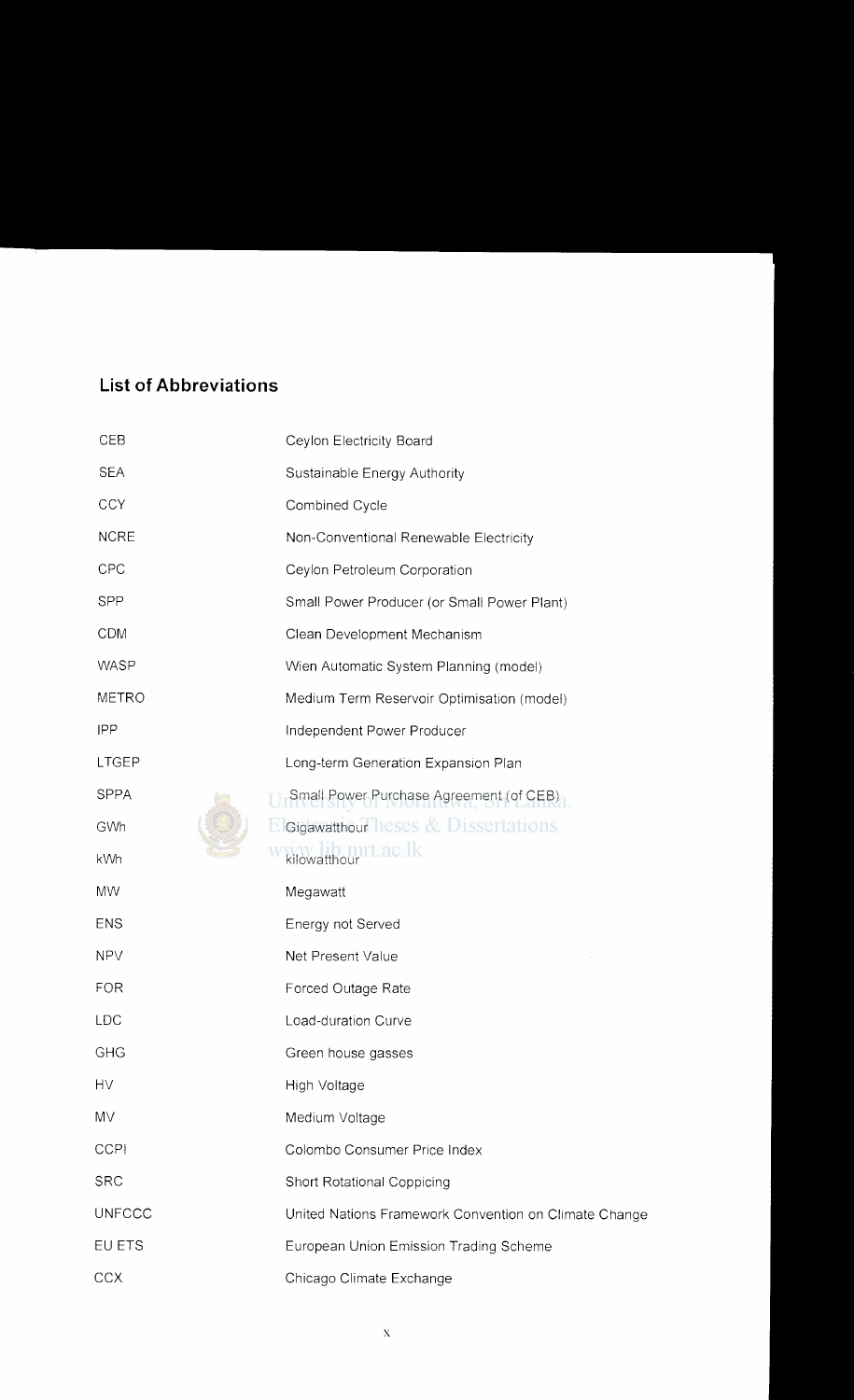## List of Abbreviations

| | |
|---|---|
| CEB | Ceylon Electricity Board |
| SEA | Sustainable Energy Authority |
| CCY | Combined Cycle |
| NCRE | Non-Conventional Renewable Electricity |
| CPC | Ceylon Petroleum Corporation |
| SPP | Small Power Producer (or Small Power Plant) |
| CDM | Clean Development Mechanism |
| WASP | Wien Automatic System Planning (model) |
| METRO | Medium Term Reservoir Optimisation (model) |
| IPP | Independent Power Producer |
| LTGEP | Long-term Generation Expansion Plan |
| SPPA | Small Power Purchase Agreement (of CEB) |
| GWh | Gigawatthour |
| kWh | kilowatthour |
| MW | Megawatt |
| ENS | Energy not Served |
| NPV | Net Present Value |
| FOR | Forced Outage Rate |
| LDC | Load-duration Curve |
| GHG | Green house gasses |
| HV | High Voltage |
| MV | Medium Voltage |
| CCPI | Colombo Consumer Price Index |
| SRC | Short Rotational Coppicing |
| UNFCCC | United Nations Framework Convention on Climate Change |
| EU ETS | European Union Emission Trading Scheme |
| CCX | Chicago Climate Exchange |